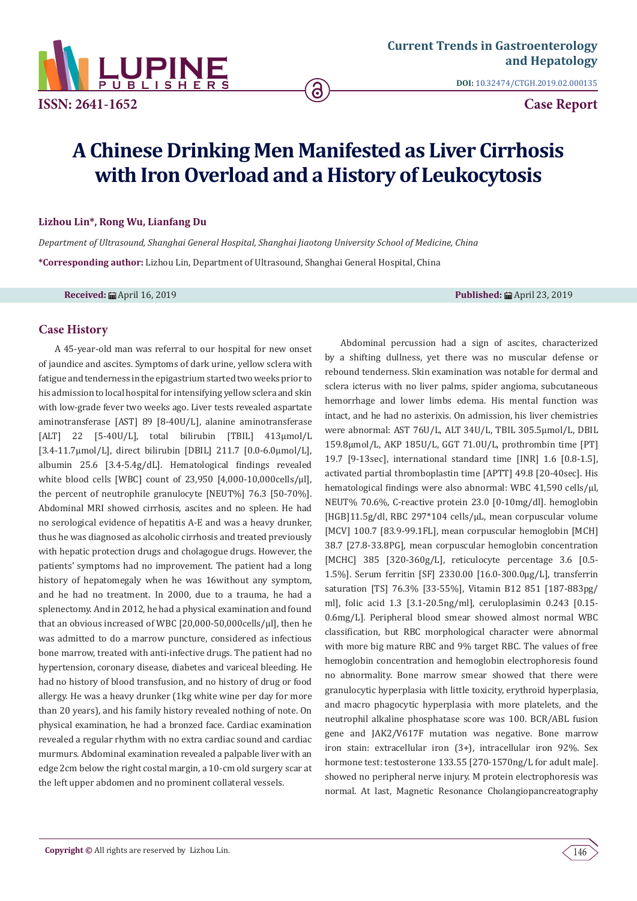# A Chinese Drinking Men Manifested as Liver Cirrhosis with Iron Overload and a History of Leukocytosis

**Lizhou Lin*, Rong Wu, Lianfang Du**

*Department of Ultrasound, Shanghai General Hospital, Shanghai Jiaotong University School of Medicine, China*

***Corresponding author:** Lizhou Lin, Department of Ultrasound, Shanghai General Hospital, China

**Received:** April 16, 2019 **Published:** April 23, 2019

## Case History

A 45-year-old man was referral to our hospital for new onset of jaundice and ascites. Symptoms of dark urine, yellow sclera with fatigue and tenderness in the epigastrium started two weeks prior to his admission to local hospital for intensifying yellow sclera and skin with low-grade fever two weeks ago. Liver tests revealed aspartate aminotransferase [AST] 89 [8-40U/L], alanine aminotransferase [ALT] 22 [5-40U/L], total bilirubin [TBIL] 413μmol/L [3.4-11.7μmol/L], direct bilirubin [DBIL] 211.7 [0.0-6.0μmol/L], albumin 25.6 [3.4-5.4g/dL]. Hematological findings revealed white blood cells [WBC] count of 23,950 [4,000-10,000cells/μl], the percent of neutrophile granulocyte [NEUT%] 76.3 [50-70%]. Abdominal MRI showed cirrhosis, ascites and no spleen. He had no serological evidence of hepatitis A-E and was a heavy drunker, thus he was diagnosed as alcoholic cirrhosis and treated previously with hepatic protection drugs and cholagogue drugs. However, the patients' symptoms had no improvement. The patient had a long history of hepatomegaly when he was 16without any symptom, and he had no treatment. In 2000, due to a trauma, he had a splenectomy. And in 2012, he had a physical examination and found that an obvious increased of WBC [20,000-50,000cells/μl], then he was admitted to do a marrow puncture, considered as infectious bone marrow, treated with anti-infective drugs. The patient had no hypertension, coronary disease, diabetes and variceal bleeding. He had no history of blood transfusion, and no history of drug or food allergy. He was a heavy drunker (1kg white wine per day for more than 20 years), and his family history revealed nothing of note. On physical examination, he had a bronzed face. Cardiac examination revealed a regular rhythm with no extra cardiac sound and cardiac murmurs. Abdominal examination revealed a palpable liver with an edge 2cm below the right costal margin, a 10-cm old surgery scar at the left upper abdomen and no prominent collateral vessels.

Abdominal percussion had a sign of ascites, characterized by a shifting dullness, yet there was no muscular defense or rebound tenderness. Skin examination was notable for dermal and sclera icterus with no liver palms, spider angioma, subcutaneous hemorrhage and lower limbs edema. His mental function was intact, and he had no asterixis. On admission, his liver chemistries were abnormal: AST 76U/L, ALT 34U/L, TBIL 305.5μmol/L, DBIL 159.8μmol/L, AKP 185U/L, GGT 71.0U/L, prothrombin time [PT] 19.7 [9-13sec], international standard time [INR] 1.6 [0.8-1.5], activated partial thromboplastin time [APTT] 49.8 [20-40sec]. His hematological findings were also abnormal: WBC 41,590 cells/μl, NEUT% 70.6%, C-reactive protein 23.0 [0-10mg/dl]. hemoglobin [HGB]11.5g/dl, RBC 297*104 cells/μL, mean corpuscular volume [MCV] 100.7 [83.9-99.1FL], mean corpuscular hemoglobin [MCH] 38.7 [27.8-33.8PG], mean corpuscular hemoglobin concentration [MCHC] 385 [320-360g/L], reticulocyte percentage 3.6 [0.5-1.5%]. Serum ferritin [SF] 2330.00 [16.0-300.0μg/L], transferrin saturation [TS] 76.3% [33-55%], Vitamin B12 851 [187-883pg/ml], folic acid 1.3 [3.1-20.5ng/ml], ceruloplasimin 0.243 [0.15-0.6mg/L]. Peripheral blood smear showed almost normal WBC classification, but RBC morphological character were abnormal with more big mature RBC and 9% target RBC. The values of free hemoglobin concentration and hemoglobin electrophoresis found no abnormality. Bone marrow smear showed that there were granulocytic hyperplasia with little toxicity, erythroid hyperplasia, and macro phagocytic hyperplasia with more platelets, and the neutrophil alkaline phosphatase score was 100. BCR/ABL fusion gene and JAK2/V617F mutation was negative. Bone marrow iron stain: extracellular iron (3+), intracellular iron 92%. Sex hormone test: testosterone 133.55 [270-1570ng/L for adult male]. showed no peripheral nerve injury. M protein electrophoresis was normal. At last, Magnetic Resonance Cholangiopancreatography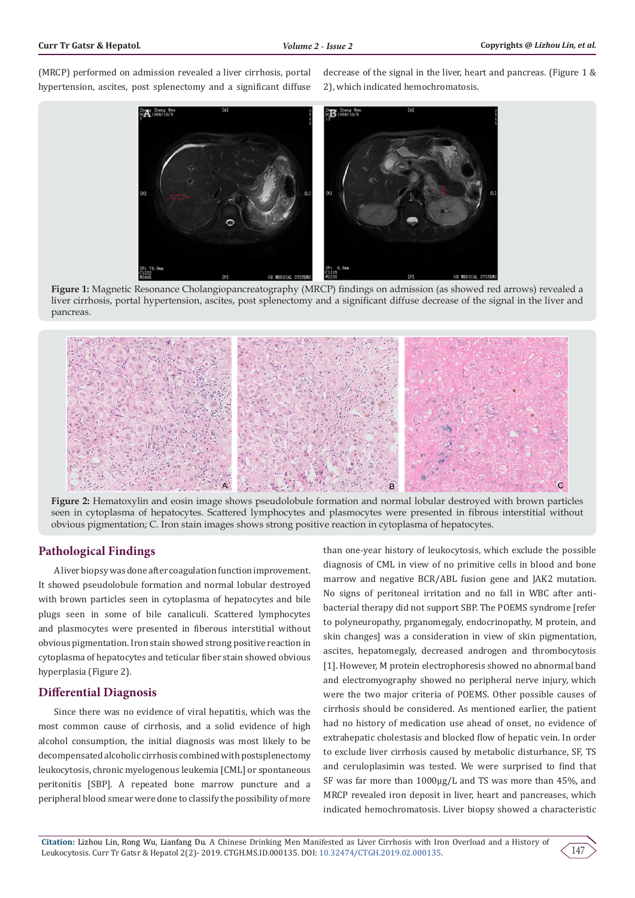(MRCP) performed on admission revealed a liver cirrhosis, portal hypertension, ascites, post splenectomy and a significant diffuse decrease of the signal in the liver, heart and pancreas. (Figure 1 & 2), which indicated hemochromatosis.

**Figure 1:** Magnetic Resonance Cholangiopancreatography (MRCP) findings on admission (as showed red arrows) revealed a liver cirrhosis, portal hypertension, ascites, post splenectomy and a significant diffuse decrease of the signal in the liver and pancreas.

**Figure 2:** Hematoxylin and eosin image shows pseudolobule formation and normal lobular destroyed with brown particles seen in cytoplasma of hepatocytes. Scattered lymphocytes and plasmocytes were presented in fibrous interstitial without obvious pigmentation; C. Iron stain images shows strong positive reaction in cytoplasma of hepatocytes.

## Pathological Findings

A liver biopsy was done after coagulation function improvement. It showed pseudolobule formation and normal lobular destroyed with brown particles seen in cytoplasma of hepatocytes and bile plugs seen in some of bile canaliculi. Scattered lymphocytes and plasmocytes were presented in fiberous interstitial without obvious pigmentation. Iron stain showed strong positive reaction in cytoplasma of hepatocytes and teticular fiber stain showed obvious hyperplasia (Figure 2).

## Differential Diagnosis

Since there was no evidence of viral hepatitis, which was the most common cause of cirrhosis, and a solid evidence of high alcohol consumption, the initial diagnosis was most likely to be decompensated alcoholic cirrhosis combined with postsplenectomy leukocytosis, chronic myelogenous leukemia [CML] or spontaneous peritonitis [SBP]. A repeated bone marrow puncture and a peripheral blood smear were done to classify the possibility of more than one-year history of leukocytosis, which exclude the possible diagnosis of CML in view of no primitive cells in blood and bone marrow and negative BCR/ABL fusion gene and JAK2 mutation. No signs of peritoneal irritation and no fall in WBC after anti-bacterial therapy did not support SBP. The POEMS syndrome [refer to polyneuropathy, prganomegaly, endocrinopathy, M protein, and skin changes] was a consideration in view of skin pigmentation, ascites, hepatomegaly, decreased androgen and thrombocytosis [1]. However, M protein electrophoresis showed no abnormal band and electromyography showed no peripheral nerve injury, which were the two major criteria of POEMS. Other possible causes of cirrhosis should be considered. As mentioned earlier, the patient had no history of medication use ahead of onset, no evidence of extrahepatic cholestasis and blocked flow of hepatic vein. In order to exclude liver cirrhosis caused by metabolic disturbance, SF, TS and ceruloplasimin was tested. We were surprised to find that SF was far more than 1000μg/L and TS was more than 45%, and MRCP revealed iron deposit in liver, heart and pancreases, which indicated hemochromatosis. Liver biopsy showed a characteristic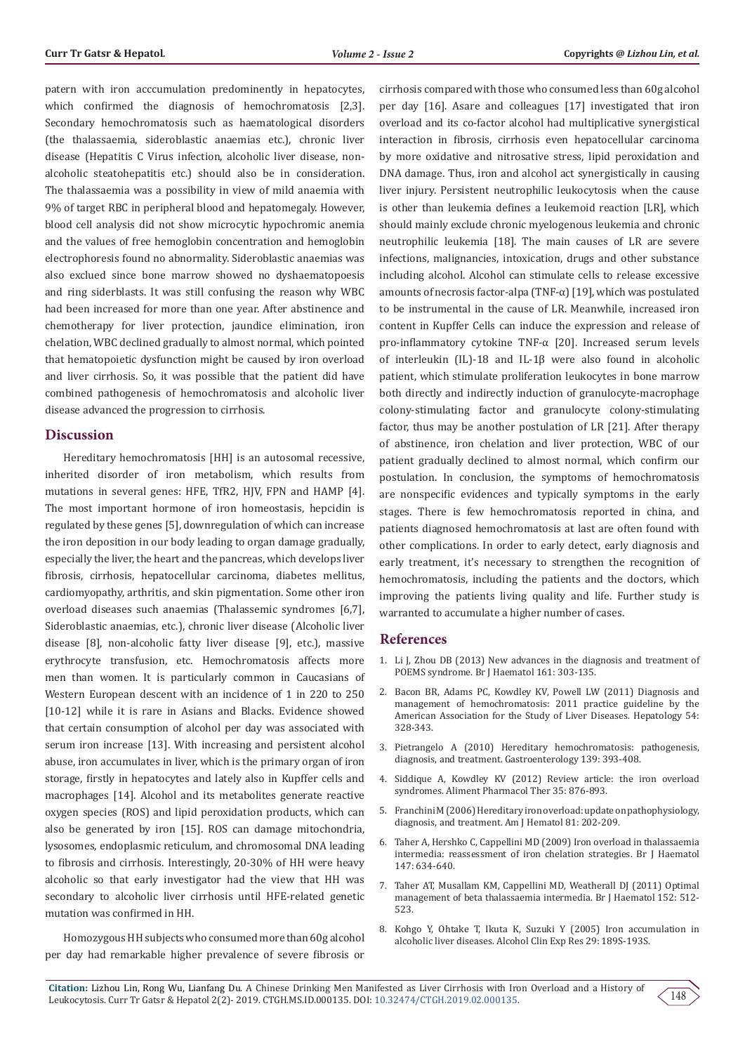patern with iron acccumulation predominently in hepatocytes, which confirmed the diagnosis of hemochromatosis [2,3]. Secondary hemochromatosis such as haematological disorders (the thalassaemia, sideroblastic anaemias etc.), chronic liver disease (Hepatitis C Virus infection, alcoholic liver disease, non-alcoholic steatohepatitis etc.) should also be in consideration. The thalassaemia was a possibility in view of mild anaemia with 9% of target RBC in peripheral blood and hepatomegaly. However, blood cell analysis did not show microcytic hypochromic anemia and the values of free hemoglobin concentration and hemoglobin electrophoresis found no abnormality. Sideroblastic anaemias was also exclued since bone marrow showed no dyshaematopoesis and ring siderblasts. It was still confusing the reason why WBC had been increased for more than one year. After abstinence and chemotherapy for liver protection, jaundice elimination, iron chelation, WBC declined gradually to almost normal, which pointed that hematopoietic dysfunction might be caused by iron overload and liver cirrhosis. So, it was possible that the patient did have combined pathogenesis of hemochromatosis and alcoholic liver disease advanced the progression to cirrhosis.

## Discussion

Hereditary hemochromatosis [HH] is an autosomal recessive, inherited disorder of iron metabolism, which results from mutations in several genes: HFE, TfR2, HJV, FPN and HAMP [4]. The most important hormone of iron homeostasis, hepcidin is regulated by these genes [5], downregulation of which can increase the iron deposition in our body leading to organ damage gradually, especially the liver, the heart and the pancreas, which develops liver fibrosis, cirrhosis, hepatocellular carcinoma, diabetes mellitus, cardiomyopathy, arthritis, and skin pigmentation. Some other iron overload diseases such anaemias (Thalassemic syndromes [6,7], Sideroblastic anaemias, etc.), chronic liver disease (Alcoholic liver disease [8], non-alcoholic fatty liver disease [9], etc.), massive erythrocyte transfusion, etc. Hemochromatosis affects more men than women. It is particularly common in Caucasians of Western European descent with an incidence of 1 in 220 to 250 [10-12] while it is rare in Asians and Blacks. Evidence showed that certain consumption of alcohol per day was associated with serum iron increase [13]. With increasing and persistent alcohol abuse, iron accumulates in liver, which is the primary organ of iron storage, firstly in hepatocytes and lately also in Kupffer cells and macrophages [14]. Alcohol and its metabolites generate reactive oxygen species (ROS) and lipid peroxidation products, which can also be generated by iron [15]. ROS can damage mitochondria, lysosomes, endoplasmic reticulum, and chromosomal DNA leading to fibrosis and cirrhosis. Interestingly, 20-30% of HH were heavy alcoholic so that early investigator had the view that HH was secondary to alcoholic liver cirrhosis until HFE-related genetic mutation was confirmed in HH.

Homozygous HH subjects who consumed more than 60g alcohol per day had remarkable higher prevalence of severe fibrosis or cirrhosis compared with those who consumed less than 60g alcohol per day [16]. Asare and colleagues [17] investigated that iron overload and its co-factor alcohol had multiplicative synergistical interaction in fibrosis, cirrhosis even hepatocellular carcinoma by more oxidative and nitrosative stress, lipid peroxidation and DNA damage. Thus, iron and alcohol act synergistically in causing liver injury. Persistent neutrophilic leukocytosis when the cause is other than leukemia defines a leukemoid reaction [LR], which should mainly exclude chronic myelogenous leukemia and chronic neutrophilic leukemia [18]. The main causes of LR are severe infections, malignancies, intoxication, drugs and other substance including alcohol. Alcohol can stimulate cells to release excessive amounts of necrosis factor-alpa (TNF-α) [19], which was postulated to be instrumental in the cause of LR. Meanwhile, increased iron content in Kupffer Cells can induce the expression and release of pro-inflammatory cytokine TNF-α [20]. Increased serum levels of interleukin (IL)-18 and IL-1β were also found in alcoholic patient, which stimulate proliferation leukocytes in bone marrow both directly and indirectly induction of granulocyte-macrophage colony-stimulating factor and granulocyte colony-stimulating factor, thus may be another postulation of LR [21]. After therapy of abstinence, iron chelation and liver protection, WBC of our patient gradually declined to almost normal, which confirm our postulation. In conclusion, the symptoms of hemochromatosis are nonspecific evidences and typically symptoms in the early stages. There is few hemochromatosis reported in china, and patients diagnosed hemochromatosis at last are often found with other complications. In order to early detect, early diagnosis and early treatment, it's necessary to strengthen the recognition of hemochromatosis, including the patients and the doctors, which improving the patients living quality and life. Further study is warranted to accumulate a higher number of cases.

## References

1. Li J, Zhou DB (2013) New advances in the diagnosis and treatment of POEMS syndrome. Br J Haematol 161: 303-135.
2. Bacon BR, Adams PC, Kowdley KV, Powell LW (2011) Diagnosis and management of hemochromatosis: 2011 practice guideline by the American Association for the Study of Liver Diseases. Hepatology 54: 328-343.
3. Pietrangelo A (2010) Hereditary hemochromatosis: pathogenesis, diagnosis, and treatment. Gastroenterology 139: 393-408.
4. Siddique A, Kowdley KV (2012) Review article: the iron overload syndromes. Aliment Pharmacol Ther 35: 876-893.
5. Franchini M (2006) Hereditary iron overload: update on pathophysiology, diagnosis, and treatment. Am J Hematol 81: 202-209.
6. Taher A, Hershko C, Cappellini MD (2009) Iron overload in thalassaemia intermedia: reassessment of iron chelation strategies. Br J Haematol 147: 634-640.
7. Taher AT, Musallam KM, Cappellini MD, Weatherall DJ (2011) Optimal management of beta thalassaemia intermedia. Br J Haematol 152: 512-523.
8. Kohgo Y, Ohtake T, Ikuta K, Suzuki Y (2005) Iron accumulation in alcoholic liver diseases. Alcohol Clin Exp Res 29: 189S-193S.

**Citation:** Lizhou Lin, Rong Wu, Lianfang Du. A Chinese Drinking Men Manifested as Liver Cirrhosis with Iron Overload and a History of Leukocytosis. Curr Tr Gatsr & Hepatol 2(2)- 2019. CTGH.MS.ID.000135. DOI: 10.32474/CTGH.2019.02.000135.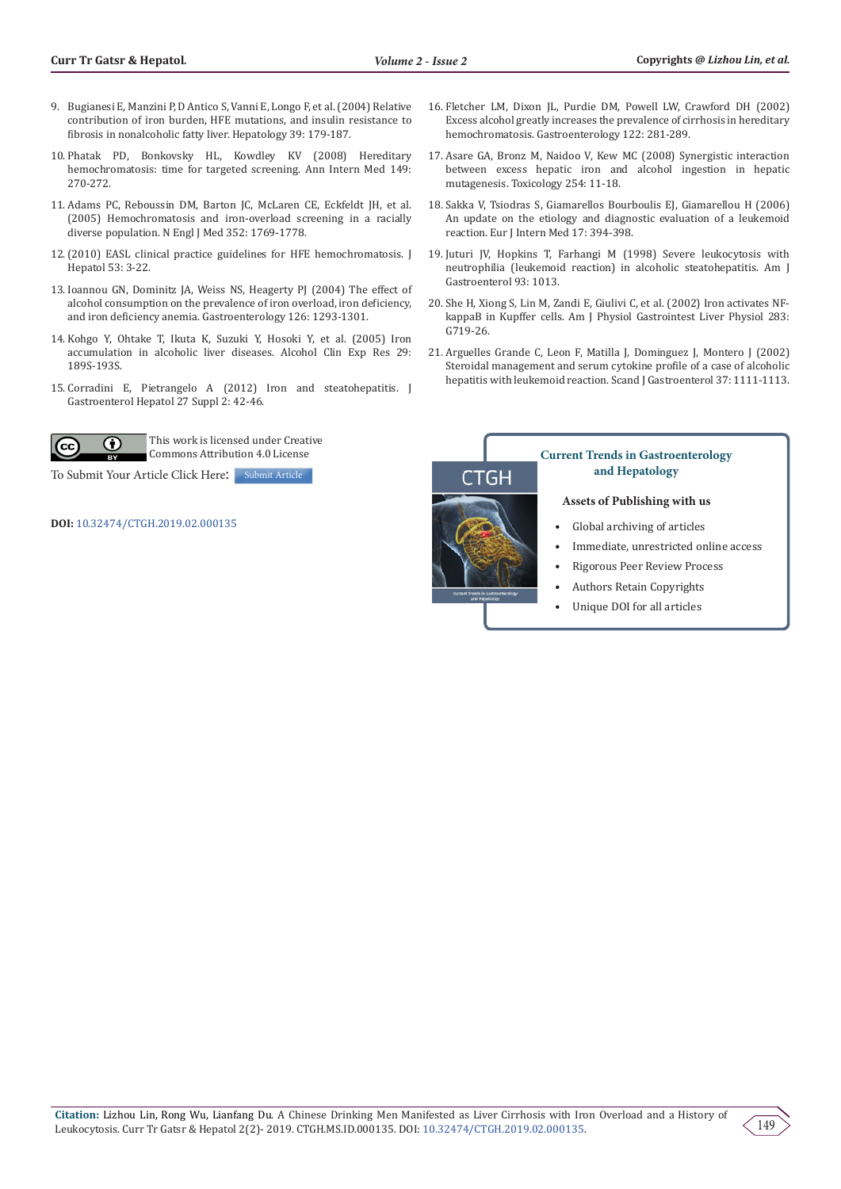9. Bugianesi E, Manzini P, D Antico S, Vanni E, Longo F, et al. (2004) Relative contribution of iron burden, HFE mutations, and insulin resistance to fibrosis in nonalcoholic fatty liver. Hepatology 39: 179-187.
10. Phatak PD, Bonkovsky HL, Kowdley KV (2008) Hereditary hemochromatosis: time for targeted screening. Ann Intern Med 149: 270-272.
11. Adams PC, Reboussin DM, Barton JC, McLaren CE, Eckfeldt JH, et al. (2005) Hemochromatosis and iron-overload screening in a racially diverse population. N Engl J Med 352: 1769-1778.
12. (2010) EASL clinical practice guidelines for HFE hemochromatosis. J Hepatol 53: 3-22.
13. Ioannou GN, Dominitz JA, Weiss NS, Heagerty PJ (2004) The effect of alcohol consumption on the prevalence of iron overload, iron deficiency, and iron deficiency anemia. Gastroenterology 126: 1293-1301.
14. Kohgo Y, Ohtake T, Ikuta K, Suzuki Y, Hosoki Y, et al. (2005) Iron accumulation in alcoholic liver diseases. Alcohol Clin Exp Res 29: 189S-193S.
15. Corradini E, Pietrangelo A (2012) Iron and steatohepatitis. J Gastroenterol Hepatol 27 Suppl 2: 42-46.
16. Fletcher LM, Dixon JL, Purdie DM, Powell LW, Crawford DH (2002) Excess alcohol greatly increases the prevalence of cirrhosis in hereditary hemochromatosis. Gastroenterology 122: 281-289.
17. Asare GA, Bronz M, Naidoo V, Kew MC (2008) Synergistic interaction between excess hepatic iron and alcohol ingestion in hepatic mutagenesis. Toxicology 254: 11-18.
18. Sakka V, Tsiodras S, Giamarellos Bourboulis EJ, Giamarellou H (2006) An update on the etiology and diagnostic evaluation of a leukemoid reaction. Eur J Intern Med 17: 394-398.
19. Juturi JV, Hopkins T, Farhangi M (1998) Severe leukocytosis with neutrophilia (leukemoid reaction) in alcoholic steatohepatitis. Am J Gastroenterol 93: 1013.
20. She H, Xiong S, Lin M, Zandi E, Giulivi C, et al. (2002) Iron activates NF-kappaB in Kupffer cells. Am J Physiol Gastrointest Liver Physiol 283: G719-26.
21. Arguelles Grande C, Leon F, Matilla J, Dominguez J, Montero J (2002) Steroidal management and serum cytokine profile of a case of alcoholic hepatitis with leukemoid reaction. Scand J Gastroenterol 37: 1111-1113.

This work is licensed under Creative Commons Attribution 4.0 License

To Submit Your Article Click Here: Submit Article

**DOI:** 10.32474/CTGH.2019.02.000135

**Current Trends in Gastroenterology and Hepatology**

**Assets of Publishing with us**

- Global archiving of articles
- Immediate, unrestricted online access
- Rigorous Peer Review Process
- Authors Retain Copyrights
- Unique DOI for all articles

**Citation:** Lizhou Lin, Rong Wu, Lianfang Du. A Chinese Drinking Men Manifested as Liver Cirrhosis with Iron Overload and a History of Leukocytosis. Curr Tr Gatsr & Hepatol 2(2)- 2019. CTGH.MS.ID.000135. DOI: 10.32474/CTGH.2019.02.000135.